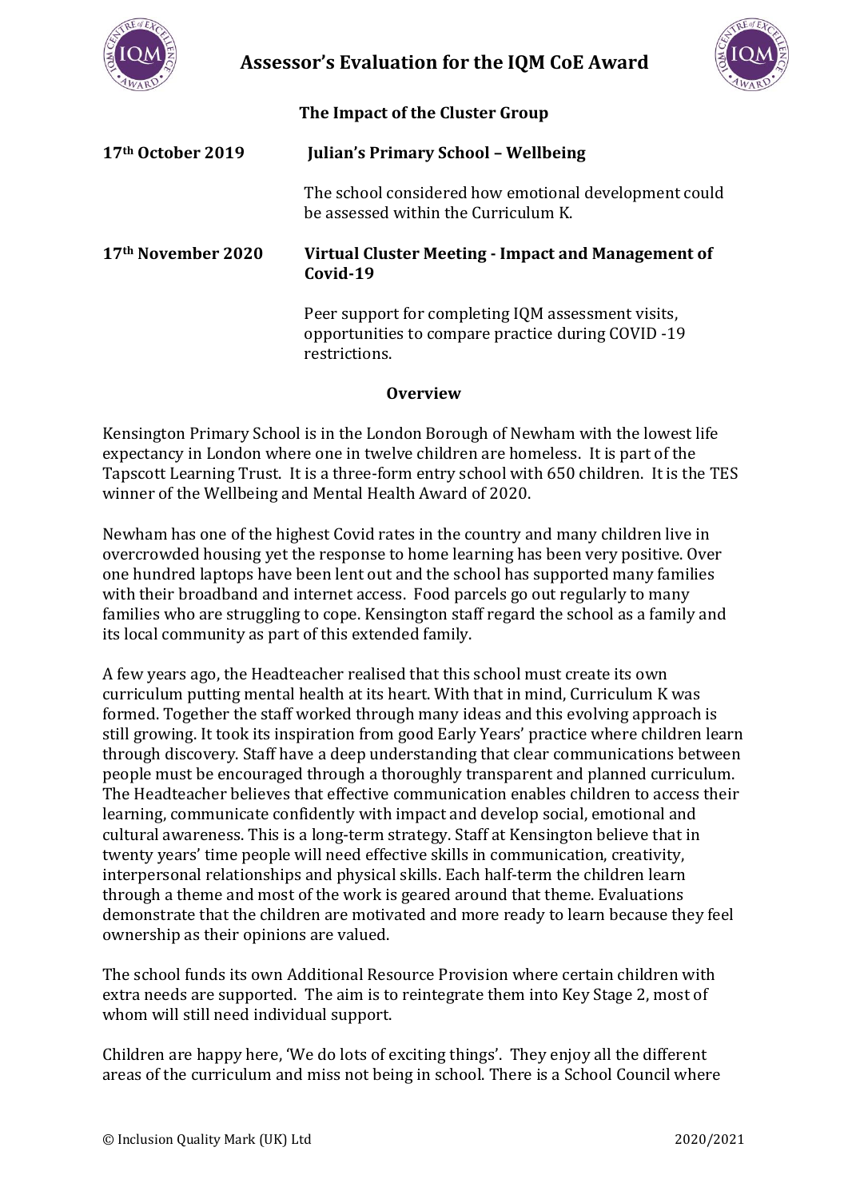# Assessor's Evaluation for the IQM CoE Award

## The Impact of the Cluster Group

**17th October 2019** — **Julian's Primary School – Wellbeing**

The school considered how emotional development could be assessed within the Curriculum K.

**17th November 2020** — **Virtual Cluster Meeting - Impact and Management of Covid-19**

Peer support for completing IQM assessment visits, opportunities to compare practice during COVID -19 restrictions.

## Overview

Kensington Primary School is in the London Borough of Newham with the lowest life expectancy in London where one in twelve children are homeless. It is part of the Tapscott Learning Trust. It is a three-form entry school with 650 children. It is the TES winner of the Wellbeing and Mental Health Award of 2020.

Newham has one of the highest Covid rates in the country and many children live in overcrowded housing yet the response to home learning has been very positive. Over one hundred laptops have been lent out and the school has supported many families with their broadband and internet access. Food parcels go out regularly to many families who are struggling to cope. Kensington staff regard the school as a family and its local community as part of this extended family.

A few years ago, the Headteacher realised that this school must create its own curriculum putting mental health at its heart. With that in mind, Curriculum K was formed. Together the staff worked through many ideas and this evolving approach is still growing. It took its inspiration from good Early Years' practice where children learn through discovery. Staff have a deep understanding that clear communications between people must be encouraged through a thoroughly transparent and planned curriculum. The Headteacher believes that effective communication enables children to access their learning, communicate confidently with impact and develop social, emotional and cultural awareness. This is a long-term strategy. Staff at Kensington believe that in twenty years' time people will need effective skills in communication, creativity, interpersonal relationships and physical skills. Each half-term the children learn through a theme and most of the work is geared around that theme. Evaluations demonstrate that the children are motivated and more ready to learn because they feel ownership as their opinions are valued.

The school funds its own Additional Resource Provision where certain children with extra needs are supported. The aim is to reintegrate them into Key Stage 2, most of whom will still need individual support.

Children are happy here, 'We do lots of exciting things'. They enjoy all the different areas of the curriculum and miss not being in school. There is a School Council where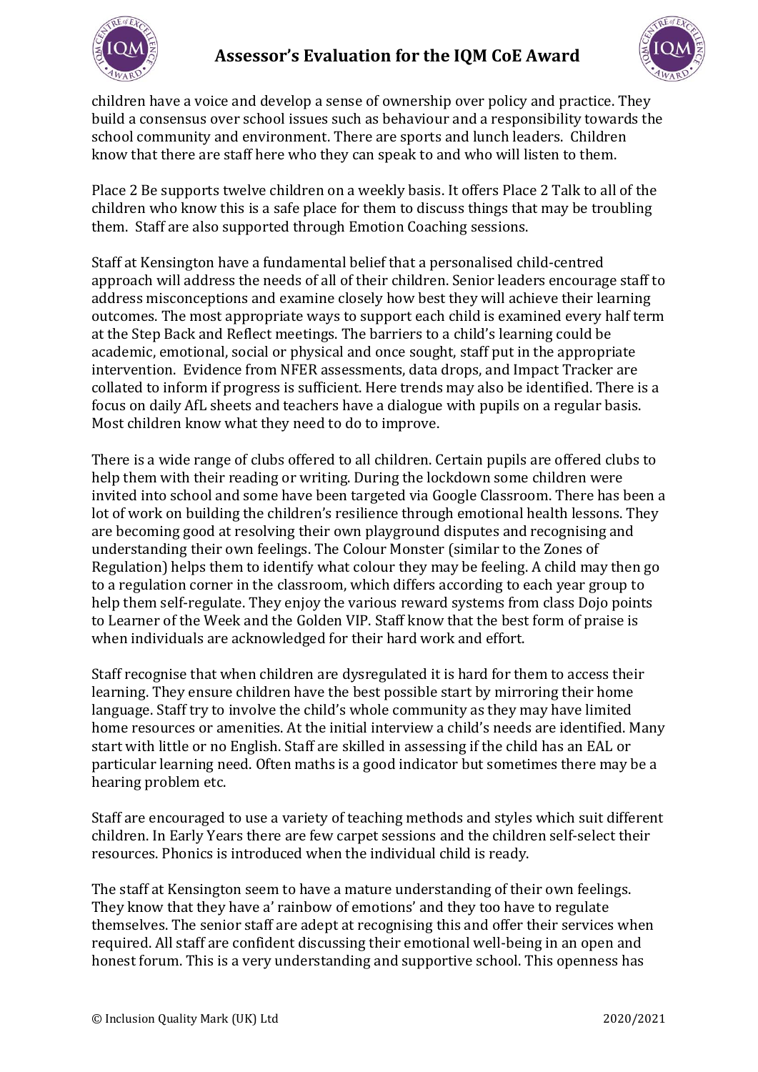children have a voice and develop a sense of ownership over policy and practice. They build a consensus over school issues such as behaviour and a responsibility towards the school community and environment. There are sports and lunch leaders. Children know that there are staff here who they can speak to and who will listen to them.

Place 2 Be supports twelve children on a weekly basis. It offers Place 2 Talk to all of the children who know this is a safe place for them to discuss things that may be troubling them. Staff are also supported through Emotion Coaching sessions.

Staff at Kensington have a fundamental belief that a personalised child-centred approach will address the needs of all of their children. Senior leaders encourage staff to address misconceptions and examine closely how best they will achieve their learning outcomes. The most appropriate ways to support each child is examined every half term at the Step Back and Reflect meetings. The barriers to a child's learning could be academic, emotional, social or physical and once sought, staff put in the appropriate intervention. Evidence from NFER assessments, data drops, and Impact Tracker are collated to inform if progress is sufficient. Here trends may also be identified. There is a focus on daily AfL sheets and teachers have a dialogue with pupils on a regular basis. Most children know what they need to do to improve.

There is a wide range of clubs offered to all children. Certain pupils are offered clubs to help them with their reading or writing. During the lockdown some children were invited into school and some have been targeted via Google Classroom. There has been a lot of work on building the children's resilience through emotional health lessons. They are becoming good at resolving their own playground disputes and recognising and understanding their own feelings. The Colour Monster (similar to the Zones of Regulation) helps them to identify what colour they may be feeling. A child may then go to a regulation corner in the classroom, which differs according to each year group to help them self-regulate. They enjoy the various reward systems from class Dojo points to Learner of the Week and the Golden VIP. Staff know that the best form of praise is when individuals are acknowledged for their hard work and effort.

Staff recognise that when children are dysregulated it is hard for them to access their learning. They ensure children have the best possible start by mirroring their home language. Staff try to involve the child's whole community as they may have limited home resources or amenities. At the initial interview a child's needs are identified. Many start with little or no English. Staff are skilled in assessing if the child has an EAL or particular learning need. Often maths is a good indicator but sometimes there may be a hearing problem etc.

Staff are encouraged to use a variety of teaching methods and styles which suit different children. In Early Years there are few carpet sessions and the children self-select their resources. Phonics is introduced when the individual child is ready.

The staff at Kensington seem to have a mature understanding of their own feelings. They know that they have a' rainbow of emotions' and they too have to regulate themselves. The senior staff are adept at recognising this and offer their services when required. All staff are confident discussing their emotional well-being in an open and honest forum. This is a very understanding and supportive school. This openness has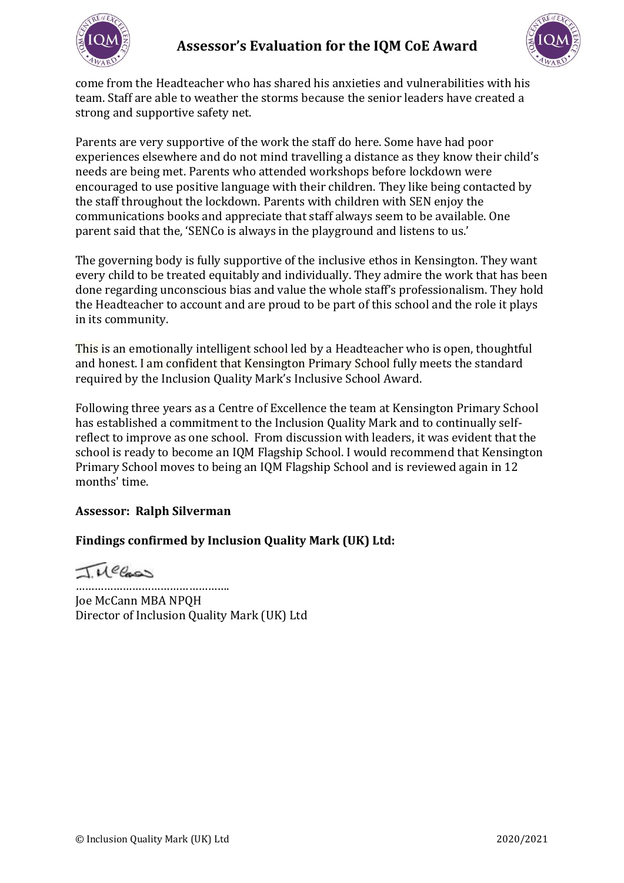come from the Headteacher who has shared his anxieties and vulnerabilities with his team. Staff are able to weather the storms because the senior leaders have created a strong and supportive safety net.

Parents are very supportive of the work the staff do here. Some have had poor experiences elsewhere and do not mind travelling a distance as they know their child's needs are being met. Parents who attended workshops before lockdown were encouraged to use positive language with their children. They like being contacted by the staff throughout the lockdown. Parents with children with SEN enjoy the communications books and appreciate that staff always seem to be available. One parent said that the, 'SENCo is always in the playground and listens to us.'

The governing body is fully supportive of the inclusive ethos in Kensington. They want every child to be treated equitably and individually. They admire the work that has been done regarding unconscious bias and value the whole staff's professionalism. They hold the Headteacher to account and are proud to be part of this school and the role it plays in its community.

This is an emotionally intelligent school led by a Headteacher who is open, thoughtful and honest. I am confident that Kensington Primary School fully meets the standard required by the Inclusion Quality Mark's Inclusive School Award.

Following three years as a Centre of Excellence the team at Kensington Primary School has established a commitment to the Inclusion Quality Mark and to continually self-reflect to improve as one school. From discussion with leaders, it was evident that the school is ready to become an IQM Flagship School. I would recommend that Kensington Primary School moves to being an IQM Flagship School and is reviewed again in 12 months' time.

**Assessor: Ralph Silverman**

**Findings confirmed by Inclusion Quality Mark (UK) Ltd:**

J. McCann

…………………………………………

Joe McCann MBA NPQH
Director of Inclusion Quality Mark (UK) Ltd